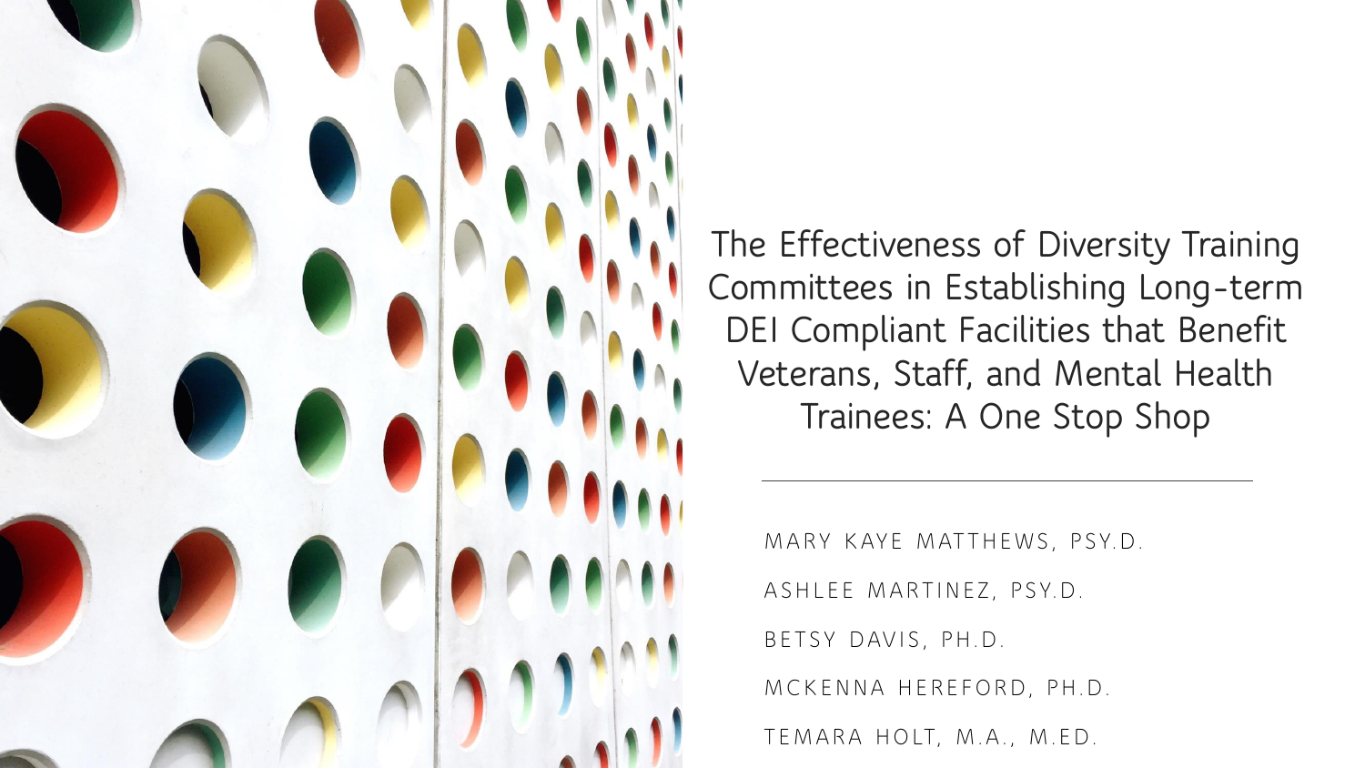# The Effectiveness of Diversity Training Committees in Establishing Long-term DEI Compliant Facilities that Benefit Veterans, Staff, and Mental Health Trainees: A One Stop Shop

---

MARY KAYE MATTHEWS, PSY.D.

ASHLEE MARTINEZ, PSY.D.

BETSY DAVIS, PH.D.

MCKENNA HEREFORD, PH.D.

TEMARA HOLT, M.A., M.ED.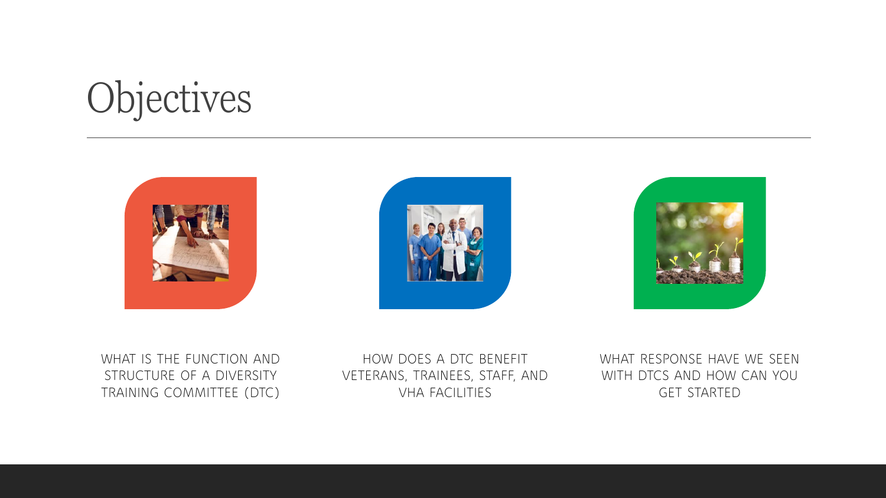# Objectives

- WHAT IS THE FUNCTION AND STRUCTURE OF A DIVERSITY TRAINING COMMITTEE (DTC)
- HOW DOES A DTC BENEFIT VETERANS, TRAINEES, STAFF, AND VHA FACILITIES
- WHAT RESPONSE HAVE WE SEEN WITH DTCS AND HOW CAN YOU GET STARTED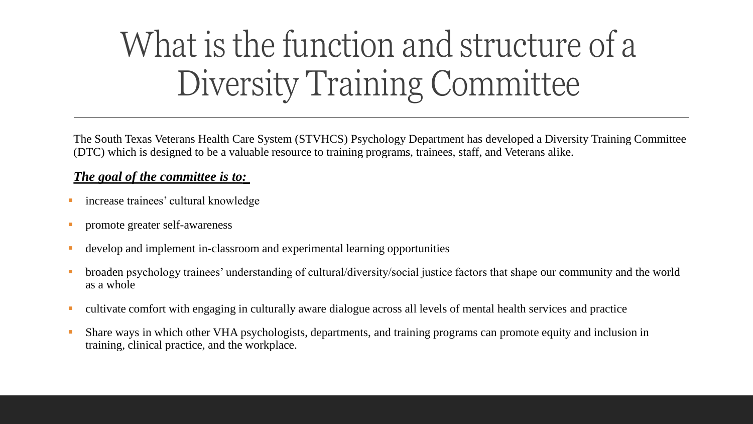# What is the function and structure of a Diversity Training Committee

The South Texas Veterans Health Care System (STVHCS) Psychology Department has developed a Diversity Training Committee (DTC) which is designed to be a valuable resource to training programs, trainees, staff, and Veterans alike.

***The goal of the committee is to:***

- increase trainees' cultural knowledge
- promote greater self-awareness
- develop and implement in-classroom and experimental learning opportunities
- broaden psychology trainees' understanding of cultural/diversity/social justice factors that shape our community and the world as a whole
- cultivate comfort with engaging in culturally aware dialogue across all levels of mental health services and practice
- Share ways in which other VHA psychologists, departments, and training programs can promote equity and inclusion in training, clinical practice, and the workplace.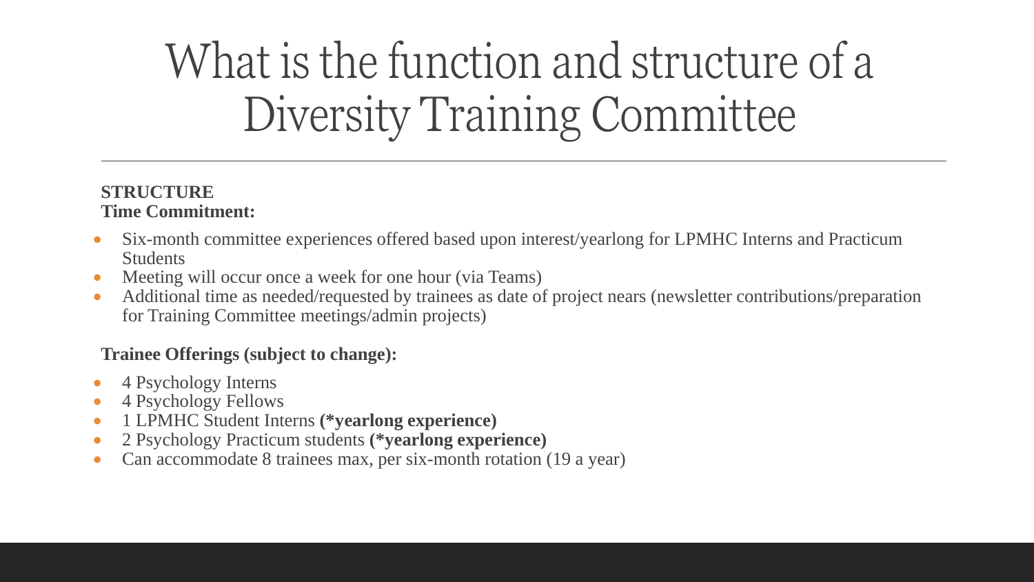# What is the function and structure of a Diversity Training Committee

**STRUCTURE**
**Time Commitment:**

- Six-month committee experiences offered based upon interest/yearlong for LPMHC Interns and Practicum Students
- Meeting will occur once a week for one hour (via Teams)
- Additional time as needed/requested by trainees as date of project nears (newsletter contributions/preparation for Training Committee meetings/admin projects)

**Trainee Offerings (subject to change):**

- 4 Psychology Interns
- 4 Psychology Fellows
- 1 LPMHC Student Interns **(*yearlong experience)**
- 2 Psychology Practicum students **(*yearlong experience)**
- Can accommodate 8 trainees max, per six-month rotation (19 a year)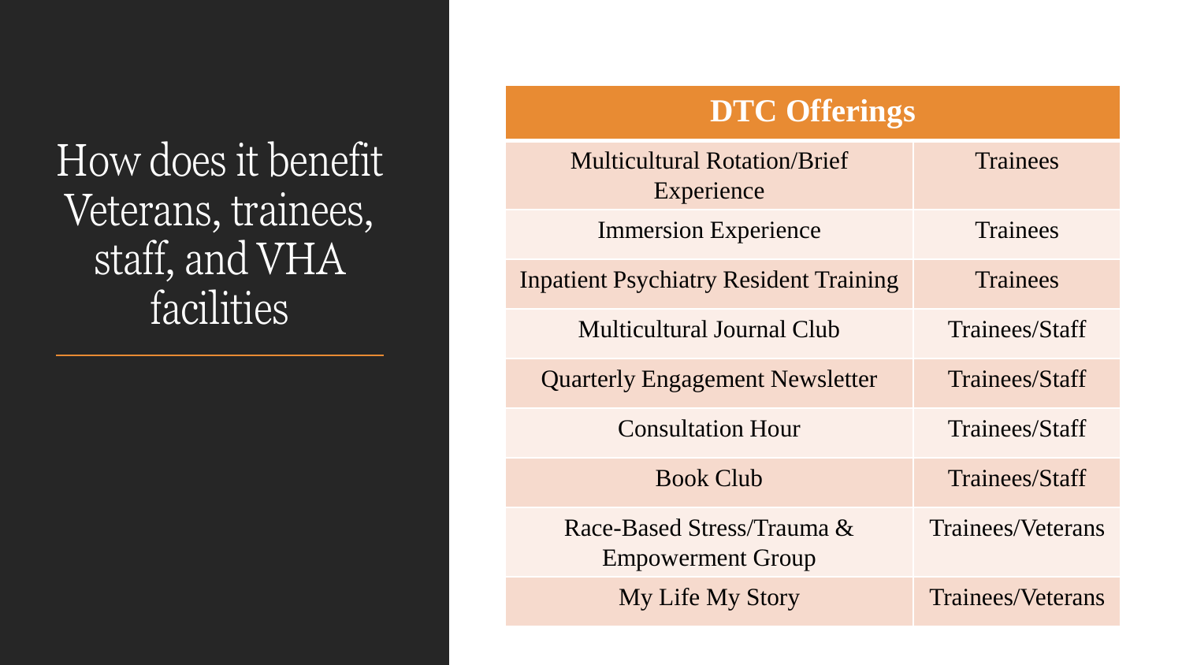# How does it benefit Veterans, trainees, staff, and VHA facilities

| DTC Offerings | |
|---|---|
| Multicultural Rotation/Brief Experience | Trainees |
| Immersion Experience | Trainees |
| Inpatient Psychiatry Resident Training | Trainees |
| Multicultural Journal Club | Trainees/Staff |
| Quarterly Engagement Newsletter | Trainees/Staff |
| Consultation Hour | Trainees/Staff |
| Book Club | Trainees/Staff |
| Race-Based Stress/Trauma & Empowerment Group | Trainees/Veterans |
| My Life My Story | Trainees/Veterans |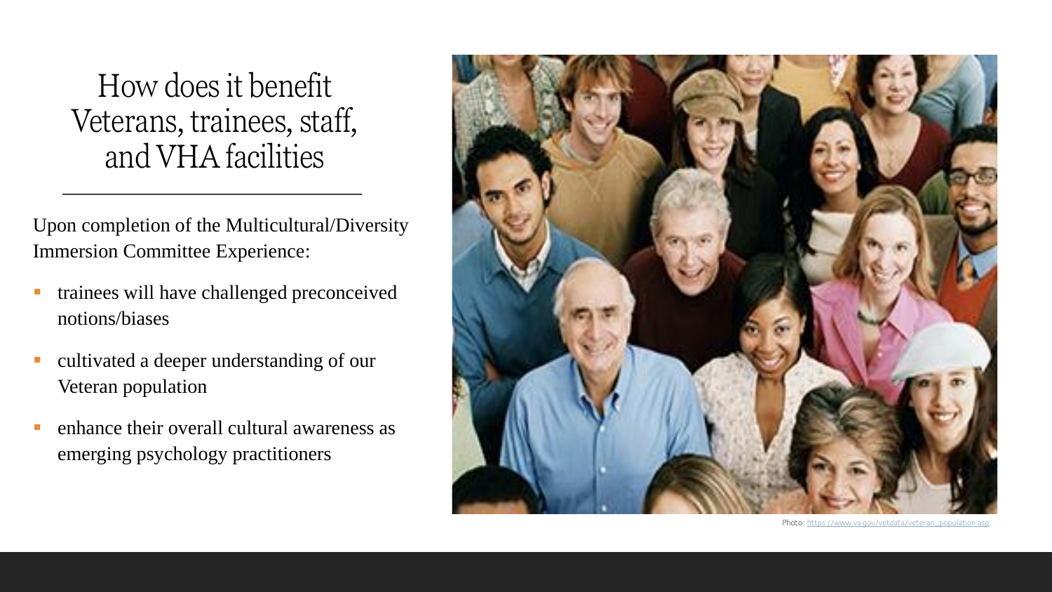# How does it benefit Veterans, trainees, staff, and VHA facilities

Upon completion of the Multicultural/Diversity Immersion Committee Experience:

- trainees will have challenged preconceived notions/biases
- cultivated a deeper understanding of our Veteran population
- enhance their overall cultural awareness as emerging psychology practitioners

Photo: https://www.va.gov/vetdata/veteran_population.asp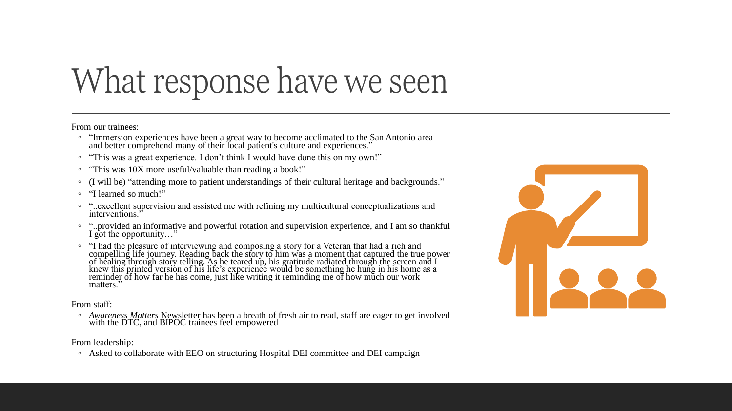# What response have we seen

From our trainees:

- "Immersion experiences have been a great way to become acclimated to the San Antonio area and better comprehend many of their local patient's culture and experiences."
- "This was a great experience. I don't think I would have done this on my own!"
- "This was 10X more useful/valuable than reading a book!"
- (I will be) "attending more to patient understandings of their cultural heritage and backgrounds."
- "I learned so much!"
- "..excellent supervision and assisted me with refining my multicultural conceptualizations and interventions."
- "..provided an informative and powerful rotation and supervision experience, and I am so thankful I got the opportunity…"
- "I had the pleasure of interviewing and composing a story for a Veteran that had a rich and compelling life journey. Reading back the story to him was a moment that captured the true power of healing through story telling. As he teared up, his gratitude radiated through the screen and I knew this printed version of his life's experience would be something he hung in his home as a reminder of how far he has come, just like writing it reminding me of how much our work matters."

From staff:

- *Awareness Matters* Newsletter has been a breath of fresh air to read, staff are eager to get involved with the DTC, and BIPOC trainees feel empowered

From leadership:

- Asked to collaborate with EEO on structuring Hospital DEI committee and DEI campaign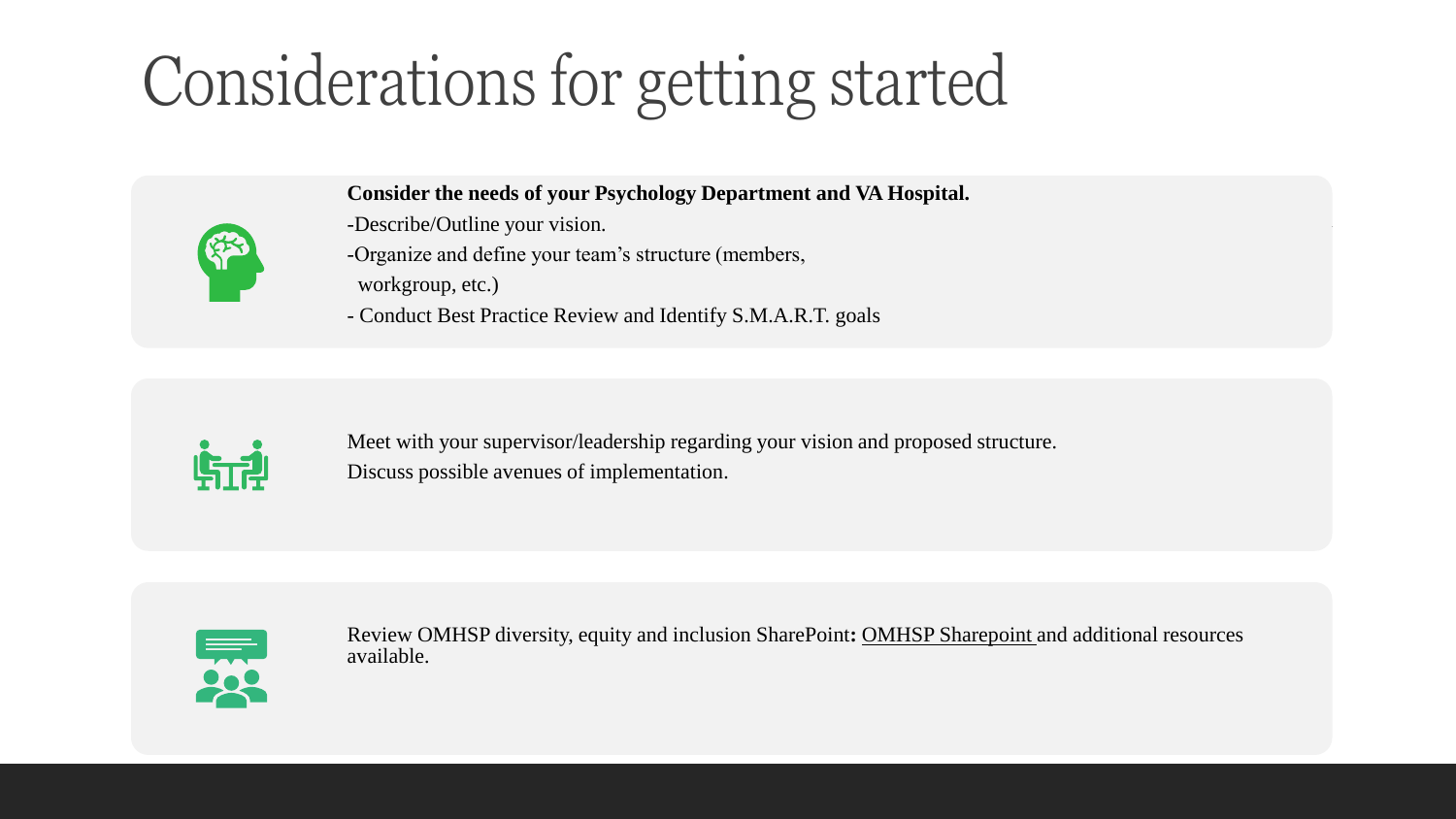# Considerations for getting started

**Consider the needs of your Psychology Department and VA Hospital.**

-Describe/Outline your vision.

-Organize and define your team's structure (members, workgroup, etc.)

- Conduct Best Practice Review and Identify S.M.A.R.T. goals

Meet with your supervisor/leadership regarding your vision and proposed structure.
Discuss possible avenues of implementation.

Review OMHSP diversity, equity and inclusion SharePoint**:** OMHSP Sharepoint and additional resources available.